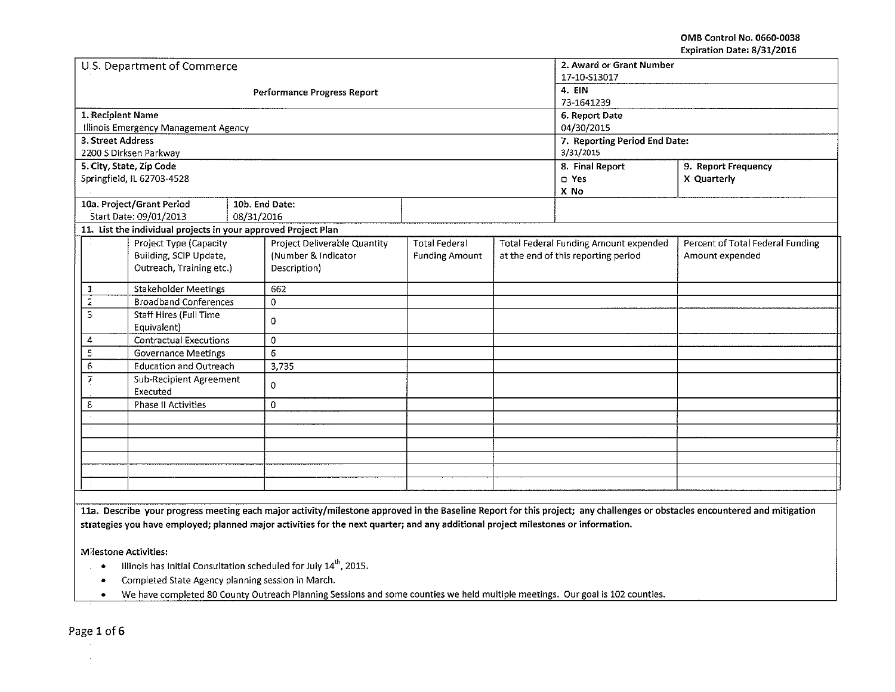OMB Control No. 0660-0038
Expiration Date: 8/31/2016

| U.S. Department of Commerce | 2. Award or Grant Number |
|---|---|
| | 17-10-S13017 |
| Performance Progress Report | 4. EIN |
| | 73-1641239 |

| Field | Value |
|---|---|
| 1. Recipient Name | Illinois Emergency Management Agency |
| 6. Report Date | 04/30/2015 |
| 3. Street Address | 2200 S Dirksen Parkway |
| 7. Reporting Period End Date: | 3/31/2015 |
| 5. City, State, Zip Code | Springfield, IL 62703-4528 |
| 8. Final Report | ☐ Yes X No |
| 9. Report Frequency | X Quarterly |
| 10a. Project/Grant Period Start Date: | 09/01/2013 |
| 10b. End Date: | 08/31/2016 |

**11. List the individual projects in your approved Project Plan**

| | Project Type (Capacity Building, SCIP Update, Outreach, Training etc.) | Project Deliverable Quantity (Number & Indicator Description) | Total Federal Funding Amount | Total Federal Funding Amount expended at the end of this reporting period | Percent of Total Federal Funding Amount expended |
|---|---|---|---|---|---|
| 1 | Stakeholder Meetings | 662 | | | |
| 2 | Broadband Conferences | 0 | | | |
| 3 | Staff Hires (Full Time Equivalent) | 0 | | | |
| 4 | Contractual Executions | 0 | | | |
| 5 | Governance Meetings | 6 | | | |
| 6 | Education and Outreach | 3,735 | | | |
| 7 | Sub-Recipient Agreement Executed | 0 | | | |
| 8 | Phase II Activities | 0 | | | |
| | | | | | |
| | | | | | |
| | | | | | |
| | | | | | |
| | | | | | |
| | | | | | |

**11a. Describe your progress meeting each major activity/milestone approved in the Baseline Report for this project; any challenges or obstacles encountered and mitigation strategies you have employed; planned major activities for the next quarter; and any additional project milestones or information.**

Milestone Activities:

- Illinois has Initial Consultation scheduled for July 14th, 2015.
- Completed State Agency planning session in March.
- We have completed 80 County Outreach Planning Sessions and some counties we held multiple meetings. Our goal is 102 counties.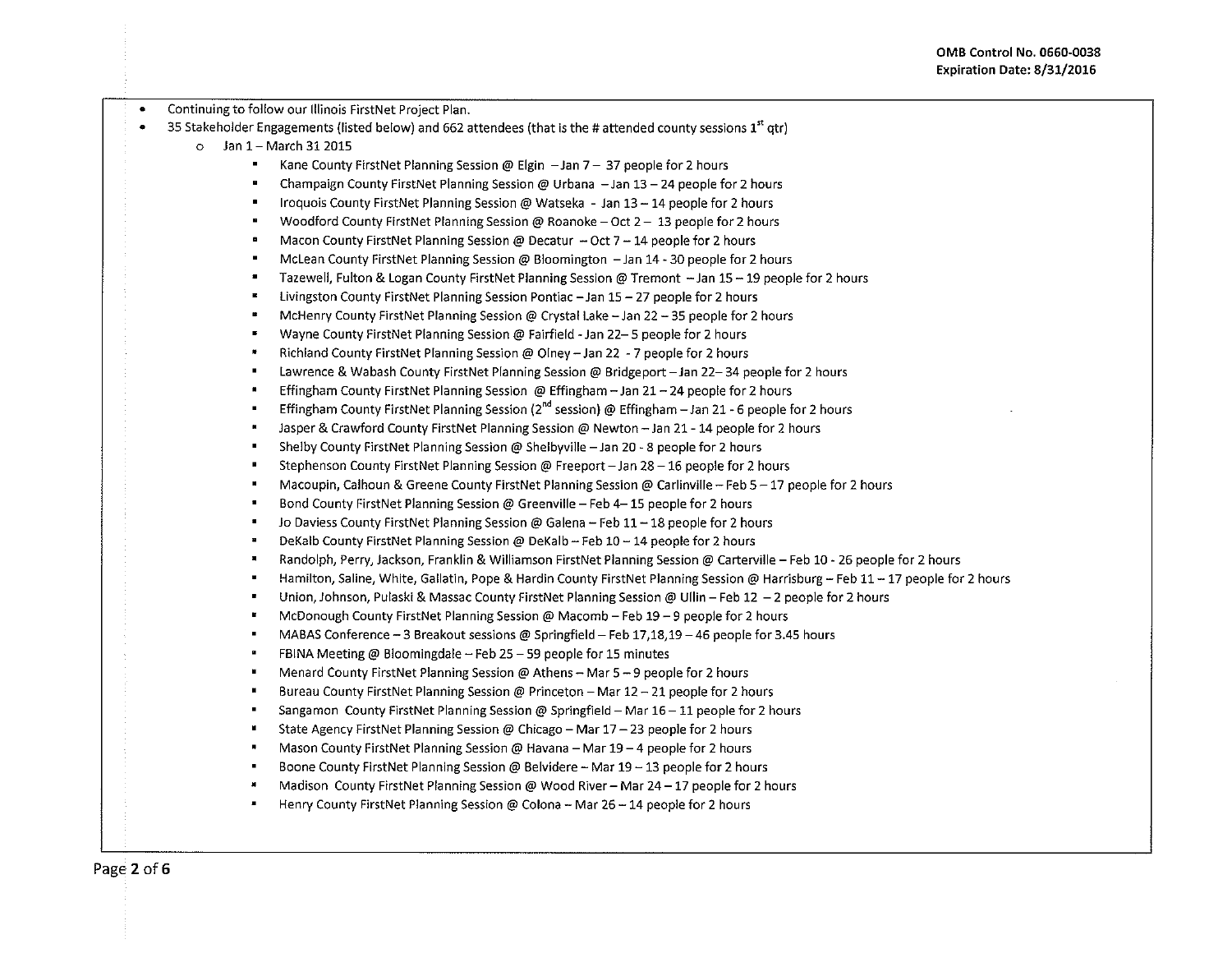- Continuing to follow our Illinois FirstNet Project Plan.
- 35 Stakeholder Engagements (listed below) and 662 attendees (that is the # attended county sessions 1st qtr)
  - Jan 1 – March 31 2015
    - Kane County FirstNet Planning Session @ Elgin – Jan 7 – 37 people for 2 hours
    - Champaign County FirstNet Planning Session @ Urbana – Jan 13 – 24 people for 2 hours
    - Iroquois County FirstNet Planning Session @ Watseka - Jan 13 – 14 people for 2 hours
    - Woodford County FirstNet Planning Session @ Roanoke – Oct 2 – 13 people for 2 hours
    - Macon County FirstNet Planning Session @ Decatur – Oct 7 – 14 people for 2 hours
    - McLean County FirstNet Planning Session @ Bloomington – Jan 14 - 30 people for 2 hours
    - Tazewell, Fulton & Logan County FirstNet Planning Session @ Tremont – Jan 15 – 19 people for 2 hours
    - Livingston County FirstNet Planning Session Pontiac – Jan 15 – 27 people for 2 hours
    - McHenry County FirstNet Planning Session @ Crystal Lake – Jan 22 – 35 people for 2 hours
    - Wayne County FirstNet Planning Session @ Fairfield - Jan 22– 5 people for 2 hours
    - Richland County FirstNet Planning Session @ Olney – Jan 22 - 7 people for 2 hours
    - Lawrence & Wabash County FirstNet Planning Session @ Bridgeport – Jan 22– 34 people for 2 hours
    - Effingham County FirstNet Planning Session @ Effingham – Jan 21 – 24 people for 2 hours
    - Effingham County FirstNet Planning Session (2nd session) @ Effingham – Jan 21 - 6 people for 2 hours
    - Jasper & Crawford County FirstNet Planning Session @ Newton – Jan 21 - 14 people for 2 hours
    - Shelby County FirstNet Planning Session @ Shelbyville – Jan 20 - 8 people for 2 hours
    - Stephenson County FirstNet Planning Session @ Freeport – Jan 28 – 16 people for 2 hours
    - Macoupin, Calhoun & Greene County FirstNet Planning Session @ Carlinville – Feb 5 – 17 people for 2 hours
    - Bond County FirstNet Planning Session @ Greenville – Feb 4– 15 people for 2 hours
    - Jo Daviess County FirstNet Planning Session @ Galena – Feb 11 – 18 people for 2 hours
    - DeKalb County FirstNet Planning Session @ DeKalb – Feb 10 – 14 people for 2 hours
    - Randolph, Perry, Jackson, Franklin & Williamson FirstNet Planning Session @ Carterville – Feb 10 - 26 people for 2 hours
    - Hamilton, Saline, White, Gallatin, Pope & Hardin County FirstNet Planning Session @ Harrisburg – Feb 11 – 17 people for 2 hours
    - Union, Johnson, Pulaski & Massac County FirstNet Planning Session @ Ullin – Feb 12 – 2 people for 2 hours
    - McDonough County FirstNet Planning Session @ Macomb – Feb 19 – 9 people for 2 hours
    - MABAS Conference – 3 Breakout sessions @ Springfield – Feb 17,18,19 – 46 people for 3.45 hours
    - FBINA Meeting @ Bloomingdale – Feb 25 – 59 people for 15 minutes
    - Menard County FirstNet Planning Session @ Athens – Mar 5 – 9 people for 2 hours
    - Bureau County FirstNet Planning Session @ Princeton – Mar 12 – 21 people for 2 hours
    - Sangamon County FirstNet Planning Session @ Springfield – Mar 16 – 11 people for 2 hours
    - State Agency FirstNet Planning Session @ Chicago – Mar 17 – 23 people for 2 hours
    - Mason County FirstNet Planning Session @ Havana – Mar 19 – 4 people for 2 hours
    - Boone County FirstNet Planning Session @ Belvidere – Mar 19 – 13 people for 2 hours
    - Madison County FirstNet Planning Session @ Wood River – Mar 24 – 17 people for 2 hours
    - Henry County FirstNet Planning Session @ Colona – Mar 26 – 14 people for 2 hours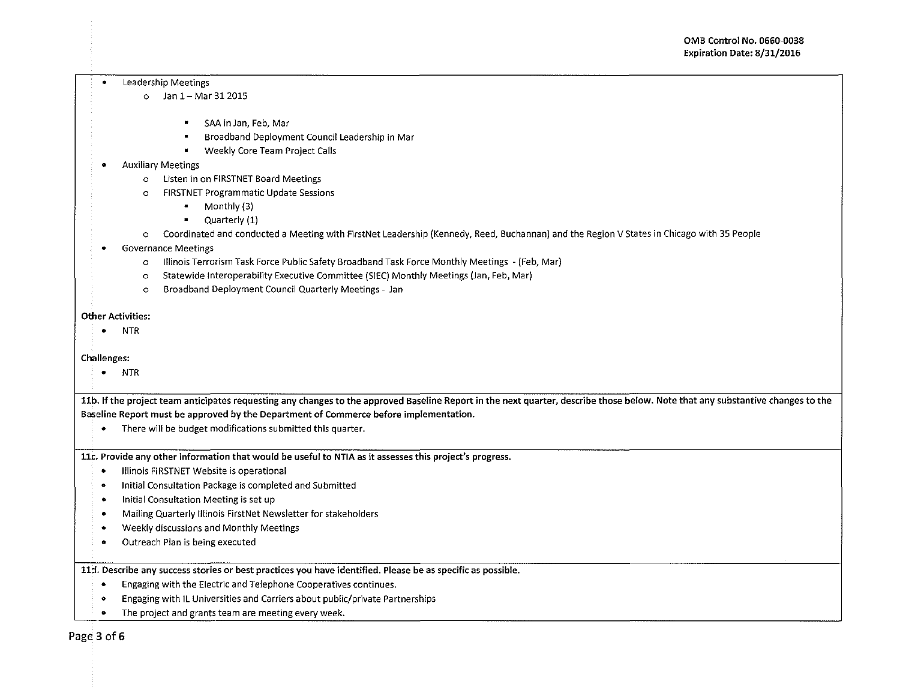- Leadership Meetings
  - Jan 1 – Mar 31 2015
    - SAA in Jan, Feb, Mar
    - Broadband Deployment Council Leadership in Mar
    - Weekly Core Team Project Calls
- Auxiliary Meetings
  - Listen in on FIRSTNET Board Meetings
  - FIRSTNET Programmatic Update Sessions
    - Monthly (3)
    - Quarterly (1)
  - Coordinated and conducted a Meeting with FirstNet Leadership (Kennedy, Reed, Buchannan) and the Region V States in Chicago with 35 People
- Governance Meetings
  - Illinois Terrorism Task Force Public Safety Broadband Task Force Monthly Meetings - (Feb, Mar)
  - Statewide Interoperability Executive Committee (SIEC) Monthly Meetings (Jan, Feb, Mar)
  - Broadband Deployment Council Quarterly Meetings - Jan

**Other Activities:**

- NTR

**Challenges:**

- NTR

**11b. If the project team anticipates requesting any changes to the approved Baseline Report in the next quarter, describe those below. Note that any substantive changes to the Baseline Report must be approved by the Department of Commerce before implementation.**

- There will be budget modifications submitted this quarter.

**11c. Provide any other information that would be useful to NTIA as it assesses this project's progress.**

- Illinois FIRSTNET Website is operational
- Initial Consultation Package is completed and Submitted
- Initial Consultation Meeting is set up
- Mailing Quarterly Illinois FirstNet Newsletter for stakeholders
- Weekly discussions and Monthly Meetings
- Outreach Plan is being executed

**11d. Describe any success stories or best practices you have identified. Please be as specific as possible.**

- Engaging with the Electric and Telephone Cooperatives continues.
- Engaging with IL Universities and Carriers about public/private Partnerships
- The project and grants team are meeting every week.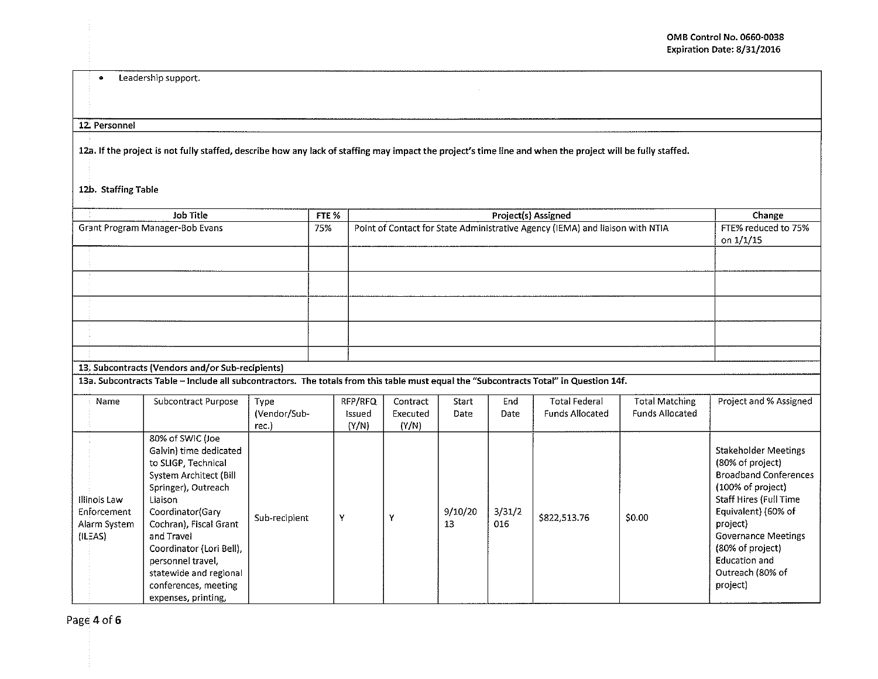- Leadership support.

**12. Personnel**

**12a. If the project is not fully staffed, describe how any lack of staffing may impact the project's time line and when the project will be fully staffed.**

**12b. Staffing Table**

| Job Title | FTE % | Project(s) Assigned | Change |
|---|---|---|---|
| Grant Program Manager-Bob Evans | 75% | Point of Contact for State Administrative Agency (IEMA) and liaison with NTIA | FTE% reduced to 75% on 1/1/15 |
| | | | |
| | | | |
| | | | |
| | | | |
| | | | |

**13. Subcontracts (Vendors and/or Sub-recipients)**

**13a. Subcontracts Table – Include all subcontractors. The totals from this table must equal the "Subcontracts Total" in Question 14f.**

| Name | Subcontract Purpose | Type (Vendor/Sub-rec.) | RFP/RFQ Issued (Y/N) | Contract Executed (Y/N) | Start Date | End Date | Total Federal Funds Allocated | Total Matching Funds Allocated | Project and % Assigned |
|---|---|---|---|---|---|---|---|---|---|
| Illinois Law Enforcement Alarm System (ILEAS) | 80% of SWIC (Joe Galvin) time dedicated to SLIGP, Technical System Architect (Bill Springer), Outreach Liaison Coordinator(Gary Cochran), Fiscal Grant and Travel Coordinator (Lori Bell), personnel travel, statewide and regional conferences, meeting expenses, printing, | Sub-recipient | Y | Y | 9/10/2013 | 3/31/2016 | $822,513.76 | $0.00 | Stakeholder Meetings (80% of project) Broadband Conferences (100% of project) Staff Hires (Full Time Equivalent) (60% of project) Governance Meetings (80% of project) Education and Outreach (80% of project) |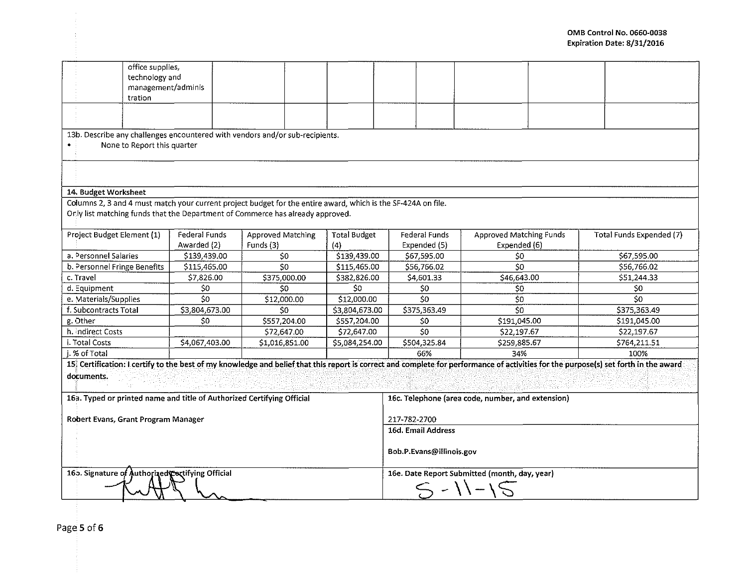OMB Control No. 0660-0038
Expiration Date: 8/31/2016

| | | | | | | | | | |
|---|---|---|---|---|---|---|---|---|---|
| | office supplies, technology and management/administration | | | | | | | | |
| | | | | | | | | | |

13b. Describe any challenges encountered with vendors and/or sub-recipients.

- None to Report this quarter

**14. Budget Worksheet**

Columns 2, 3 and 4 must match your current project budget for the entire award, which is the SF-424A on file.
Only list matching funds that the Department of Commerce has already approved.

| Project Budget Element (1) | Federal Funds Awarded (2) | Approved Matching Funds (3) | Total Budget (4) | Federal Funds Expended (5) | Approved Matching Funds Expended (6) | Total Funds Expended (7) |
|---|---|---|---|---|---|---|
| a. Personnel Salaries | $139,439.00 | $0 | $139,439.00 | $67,595.00 | $0 | $67,595.00 |
| b. Personnel Fringe Benefits | $115,465.00 | $0 | $115,465.00 | $56,766.02 | $0 | $56,766.02 |
| c. Travel | $7,826.00 | $375,000.00 | $382,826.00 | $4,601.33 | $46,643.00 | $51,244.33 |
| d. Equipment | $0 | $0 | $0 | $0 | $0 | $0 |
| e. Materials/Supplies | $0 | $12,000.00 | $12,000.00 | $0 | $0 | $0 |
| f. Subcontracts Total | $3,804,673.00 | $0 | $3,804,673.00 | $375,363.49 | $0 | $375,363.49 |
| g. Other | $0 | $557,204.00 | $557,204.00 | $0 | $191,045.00 | $191,045.00 |
| h. Indirect Costs | | $72,647.00 | $72,647.00 | $0 | $22,197.67 | $22,197.67 |
| i. Total Costs | $4,067,403.00 | $1,016,851.00 | $5,084,254.00 | $504,325.84 | $259,885.67 | $764,211.51 |
| j. % of Total | | | | 66% | 34% | 100% |

**15. Certification: I certify to the best of my knowledge and belief that this report is correct and complete for performance of activities for the purpose(s) set forth in the award documents.**

| | |
|---|---|
| **16a. Typed or printed name and title of Authorized Certifying Official**<br><br>Robert Evans, Grant Program Manager | **16c. Telephone (area code, number, and extension)**<br><br>217-782-2700 |
| | **16d. Email Address**<br><br>Bob.P.Evans@illinois.gov |
| **16b. Signature of Authorized Certifying Official** | **16e. Date Report Submitted (month, day, year)**<br><br>5-11-15 |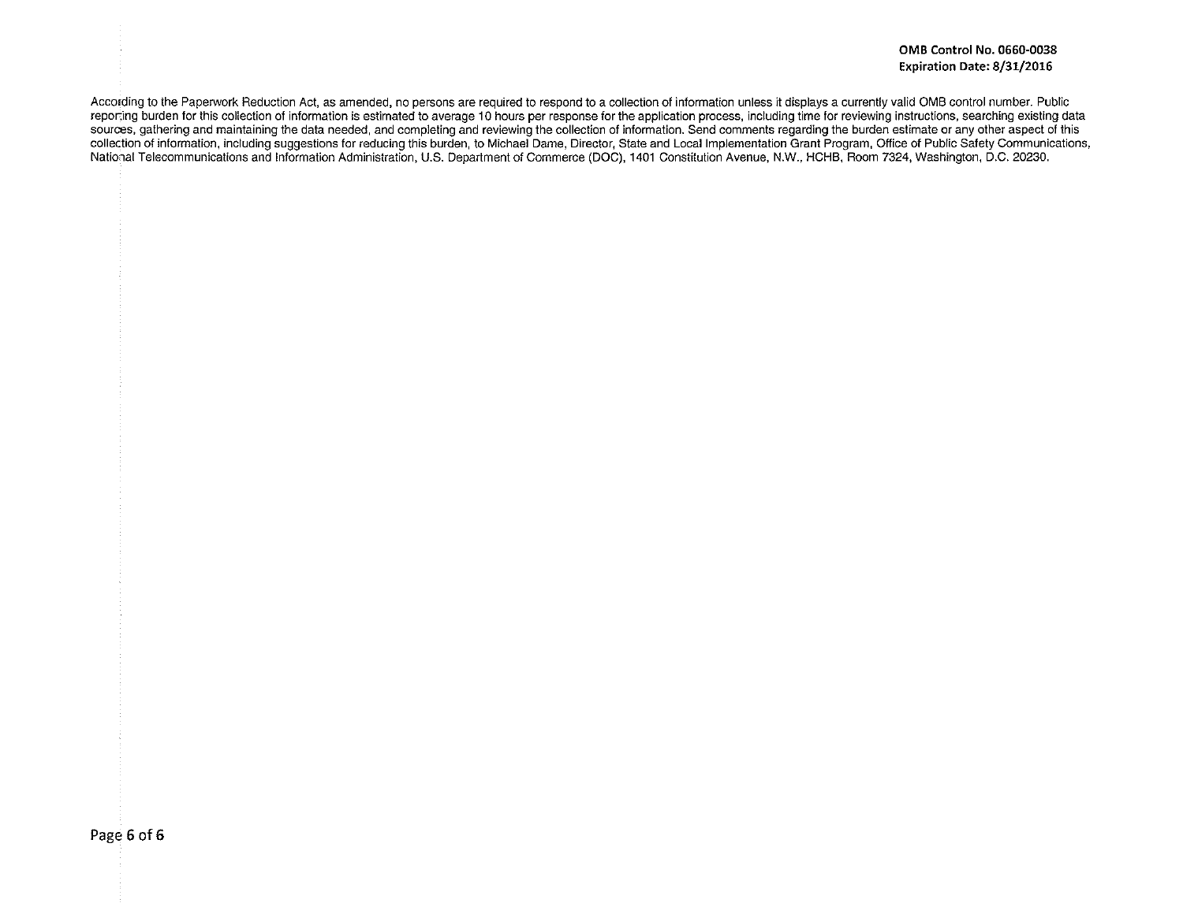OMB Control No. 0660-0038
Expiration Date: 8/31/2016

According to the Paperwork Reduction Act, as amended, no persons are required to respond to a collection of information unless it displays a currently valid OMB control number. Public reporting burden for this collection of information is estimated to average 10 hours per response for the application process, including time for reviewing instructions, searching existing data sources, gathering and maintaining the data needed, and completing and reviewing the collection of information. Send comments regarding the burden estimate or any other aspect of this collection of information, including suggestions for reducing this burden, to Michael Dame, Director, State and Local Implementation Grant Program, Office of Public Safety Communications, National Telecommunications and Information Administration, U.S. Department of Commerce (DOC), 1401 Constitution Avenue, N.W., HCHB, Room 7324, Washington, D.C. 20230.